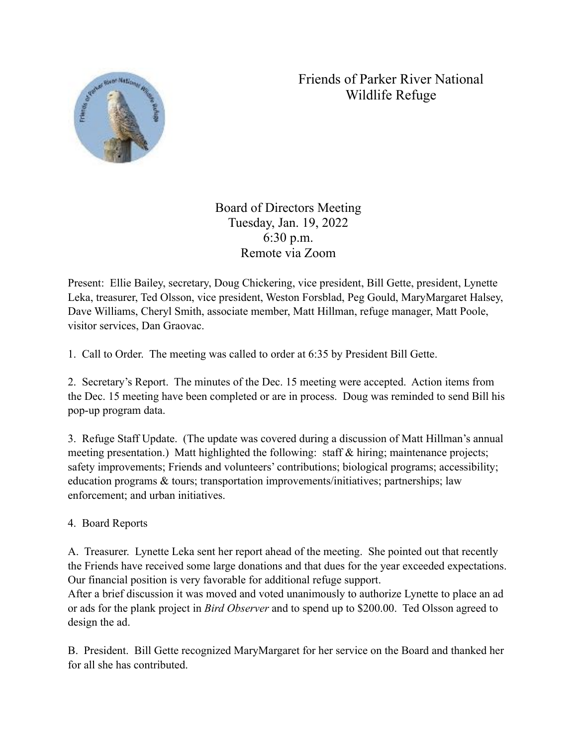# Friends of Parker River National Wildlife Refuge

## Board of Directors Meeting
Tuesday, Jan. 19, 2022
6:30 p.m.
Remote via Zoom

Present: Ellie Bailey, secretary, Doug Chickering, vice president, Bill Gette, president, Lynette Leka, treasurer, Ted Olsson, vice president, Weston Forsblad, Peg Gould, MaryMargaret Halsey, Dave Williams, Cheryl Smith, associate member, Matt Hillman, refuge manager, Matt Poole, visitor services, Dan Graovac.

1. Call to Order. The meeting was called to order at 6:35 by President Bill Gette.

2. Secretary's Report. The minutes of the Dec. 15 meeting were accepted. Action items from the Dec. 15 meeting have been completed or are in process. Doug was reminded to send Bill his pop-up program data.

3. Refuge Staff Update. (The update was covered during a discussion of Matt Hillman's annual meeting presentation.) Matt highlighted the following: staff & hiring; maintenance projects; safety improvements; Friends and volunteers' contributions; biological programs; accessibility; education programs & tours; transportation improvements/initiatives; partnerships; law enforcement; and urban initiatives.

4. Board Reports

A. Treasurer. Lynette Leka sent her report ahead of the meeting. She pointed out that recently the Friends have received some large donations and that dues for the year exceeded expectations. Our financial position is very favorable for additional refuge support.
After a brief discussion it was moved and voted unanimously to authorize Lynette to place an ad or ads for the plank project in *Bird Observer* and to spend up to $200.00. Ted Olsson agreed to design the ad.

B. President. Bill Gette recognized MaryMargaret for her service on the Board and thanked her for all she has contributed.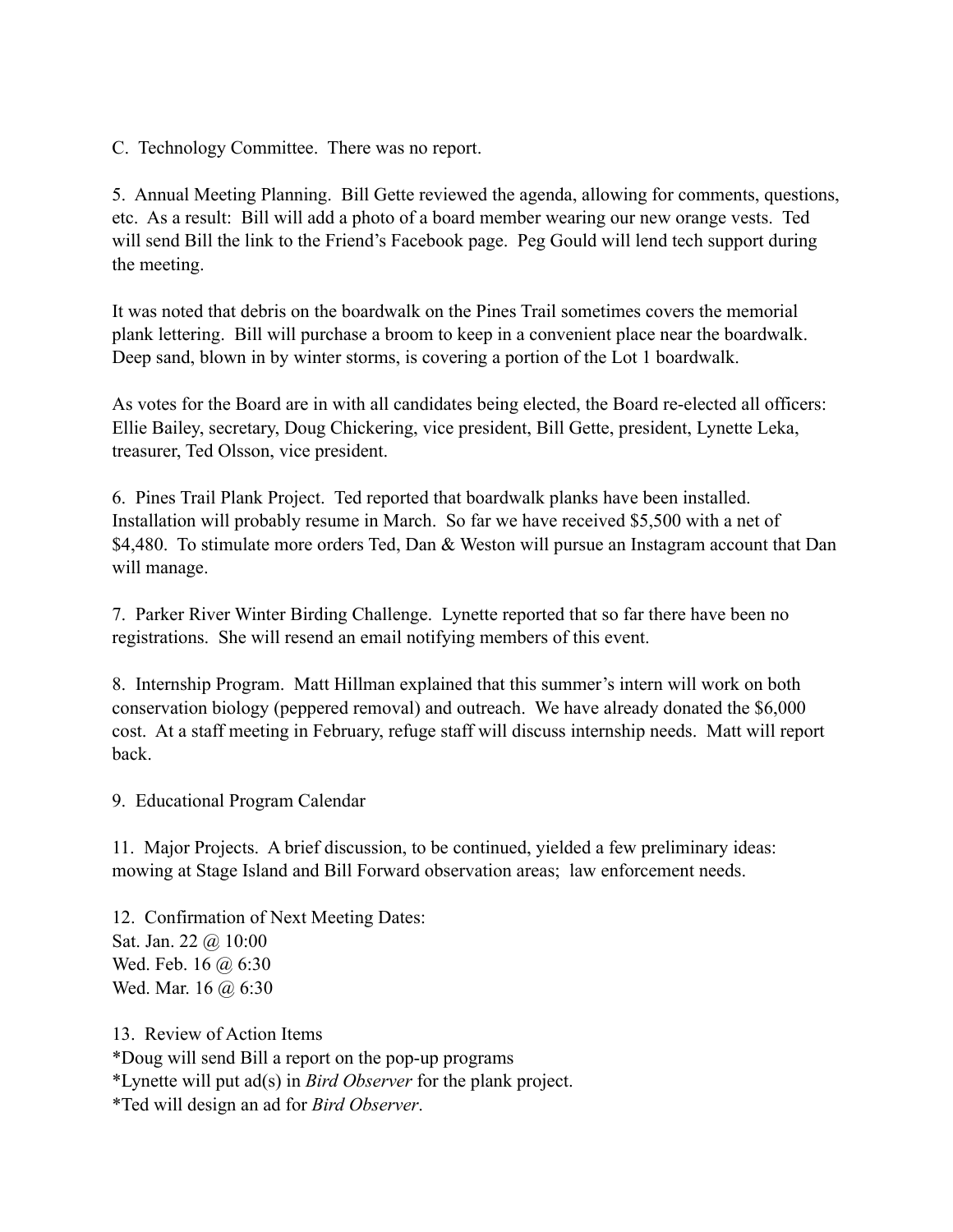C.  Technology Committee.  There was no report.

5.  Annual Meeting Planning.  Bill Gette reviewed the agenda, allowing for comments, questions, etc.  As a result:  Bill will add a photo of a board member wearing our new orange vests.  Ted will send Bill the link to the Friend's Facebook page.  Peg Gould will lend tech support during the meeting.

It was noted that debris on the boardwalk on the Pines Trail sometimes covers the memorial plank lettering.  Bill will purchase a broom to keep in a convenient place near the boardwalk.  Deep sand, blown in by winter storms, is covering a portion of the Lot 1 boardwalk.

As votes for the Board are in with all candidates being elected, the Board re-elected all officers: Ellie Bailey, secretary, Doug Chickering, vice president, Bill Gette, president, Lynette Leka, treasurer, Ted Olsson, vice president.

6.  Pines Trail Plank Project.  Ted reported that boardwalk planks have been installed.  Installation will probably resume in March.  So far we have received $5,500 with a net of $4,480.  To stimulate more orders Ted, Dan & Weston will pursue an Instagram account that Dan will manage.

7.  Parker River Winter Birding Challenge.  Lynette reported that so far there have been no registrations.  She will resend an email notifying members of this event.

8.  Internship Program.  Matt Hillman explained that this summer's intern will work on both conservation biology (peppered removal) and outreach.  We have already donated the $6,000 cost.  At a staff meeting in February, refuge staff will discuss internship needs.  Matt will report back.

9.  Educational Program Calendar

11.  Major Projects.  A brief discussion, to be continued, yielded a few preliminary ideas: mowing at Stage Island and Bill Forward observation areas;  law enforcement needs.

12.  Confirmation of Next Meeting Dates:
Sat. Jan. 22 @ 10:00
Wed. Feb. 16 @ 6:30
Wed. Mar. 16 @ 6:30

13.  Review of Action Items
*Doug will send Bill a report on the pop-up programs
*Lynette will put ad(s) in *Bird Observer* for the plank project.
*Ted will design an ad for *Bird Observer*.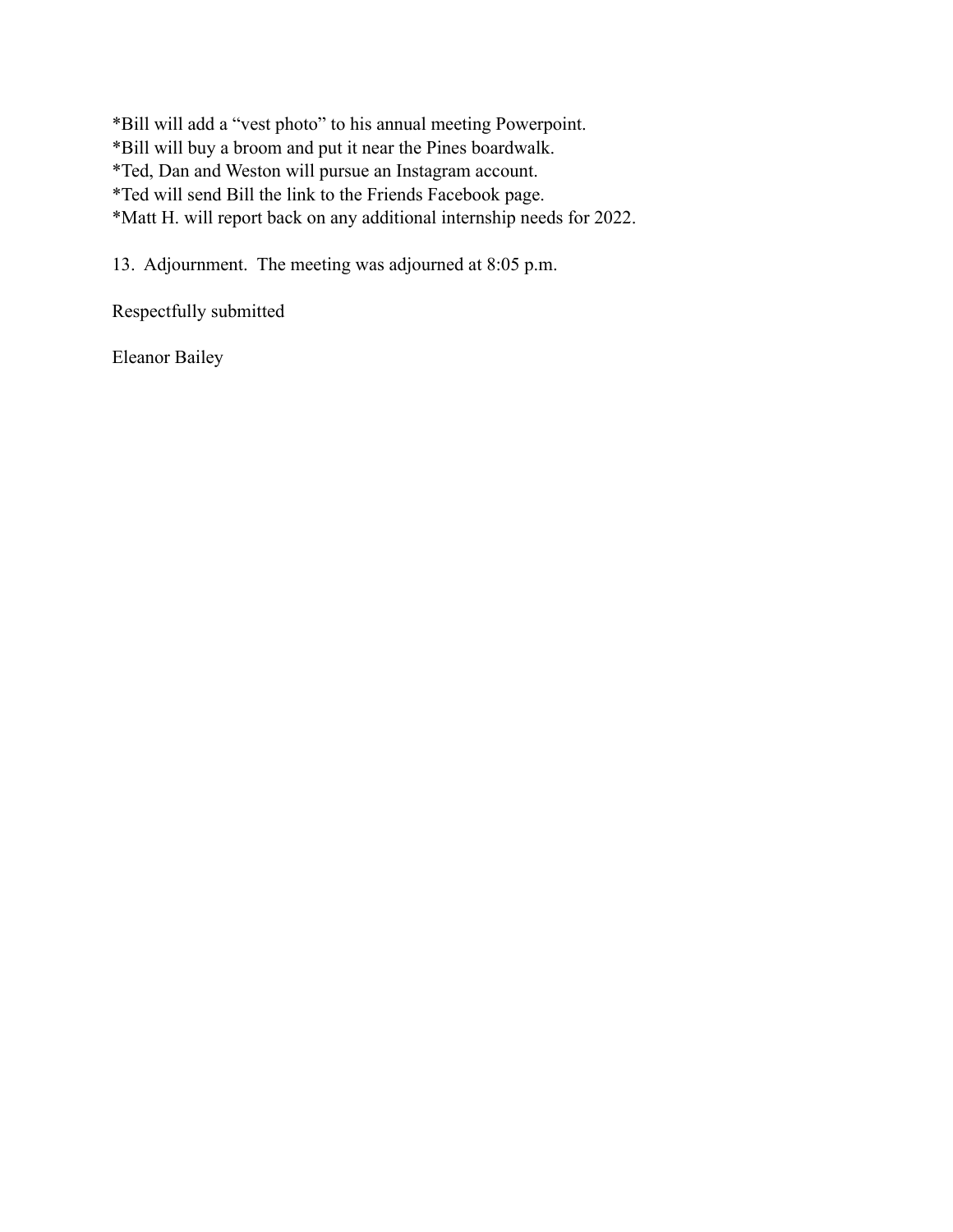*Bill will add a "vest photo" to his annual meeting Powerpoint.
*Bill will buy a broom and put it near the Pines boardwalk.
*Ted, Dan and Weston will pursue an Instagram account.
*Ted will send Bill the link to the Friends Facebook page.
*Matt H. will report back on any additional internship needs for 2022.

13. Adjournment. The meeting was adjourned at 8:05 p.m.

Respectfully submitted

Eleanor Bailey